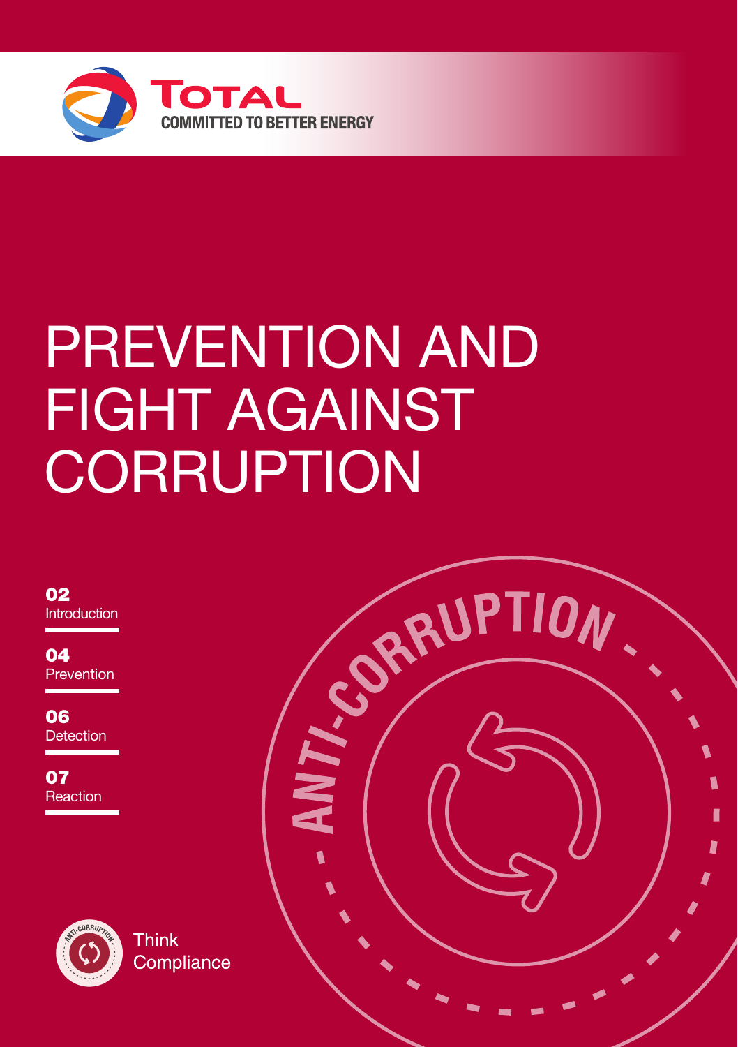TOTAL

COMMITTED TO BETTER ENERGY

# PREVENTION AND FIGHT AGAINST CORRUPTION

**02** Introduction

**04** Prevention

**06** Detection

**07** Reaction

ANTI-CORRUPTION

Think Compliance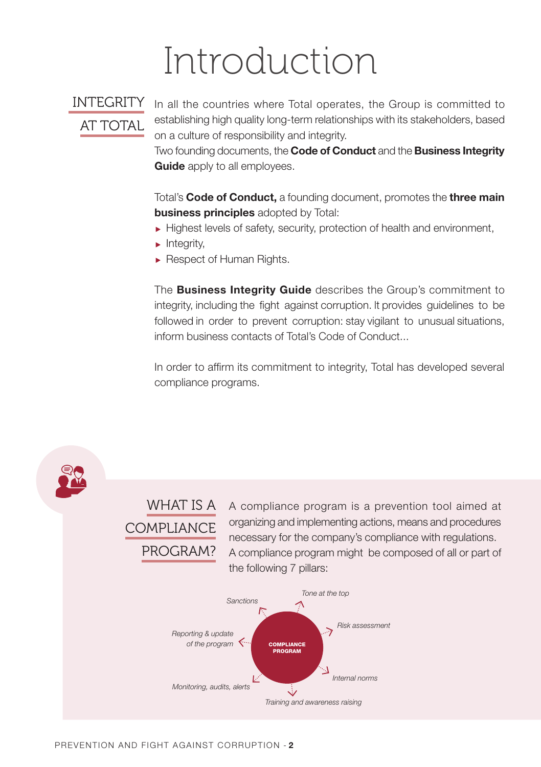# Introduction

## INTEGRITY AT TOTAL

In all the countries where Total operates, the Group is committed to establishing high quality long-term relationships with its stakeholders, based on a culture of responsibility and integrity.
Two founding documents, the **Code of Conduct** and the **Business Integrity Guide** apply to all employees.

Total's **Code of Conduct,** a founding document, promotes the **three main business principles** adopted by Total:

- Highest levels of safety, security, protection of health and environment,
- Integrity,
- Respect of Human Rights.

The **Business Integrity Guide** describes the Group's commitment to integrity, including the fight against corruption. It provides guidelines to be followed in order to prevent corruption: stay vigilant to unusual situations, inform business contacts of Total's Code of Conduct...

In order to affirm its commitment to integrity, Total has developed several compliance programs.

## WHAT IS A COMPLIANCE PROGRAM?

A compliance program is a prevention tool aimed at organizing and implementing actions, means and procedures necessary for the company's compliance with regulations.
A compliance program might be composed of all or part of the following 7 pillars:

**COMPLIANCE PROGRAM**

- *Tone at the top*
- *Risk assessment*
- *Internal norms*
- *Training and awareness raising*
- *Monitoring, audits, alerts*
- *Reporting & update of the program*
- *Sanctions*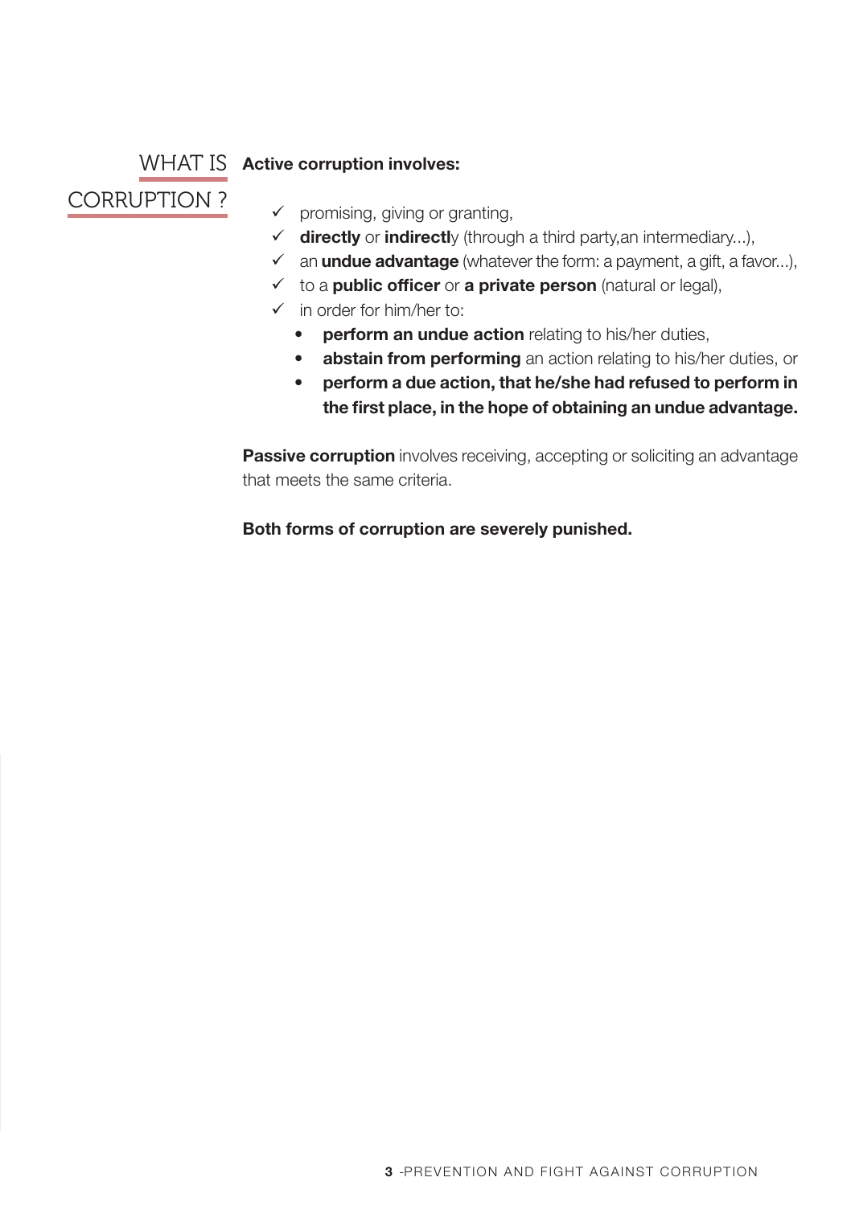## WHAT IS CORRUPTION ?

**Active corruption involves:**

- ✓ promising, giving or granting,
- ✓ **directly** or **indirectl**y (through a third party,an intermediary...),
- ✓ an **undue advantage** (whatever the form: a payment, a gift, a favor...),
- ✓ to a **public officer** or **a private person** (natural or legal),
- ✓ in order for him/her to:
  - **perform an undue action** relating to his/her duties,
  - **abstain from performing** an action relating to his/her duties, or
  - **perform a due action, that he/she had refused to perform in the first place, in the hope of obtaining an undue advantage.**

**Passive corruption** involves receiving, accepting or soliciting an advantage that meets the same criteria.

**Both forms of corruption are severely punished.**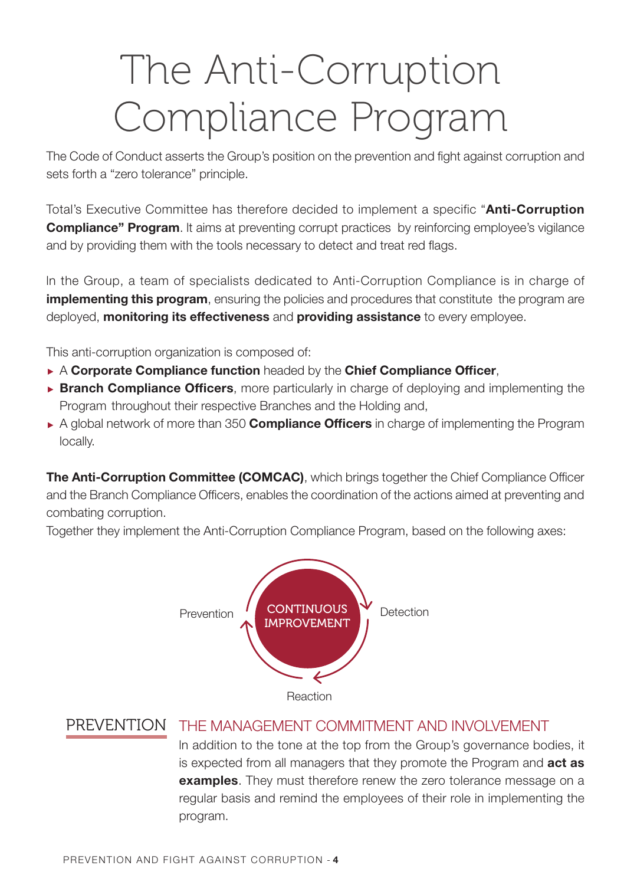# The Anti-Corruption Compliance Program

The Code of Conduct asserts the Group's position on the prevention and fight against corruption and sets forth a "zero tolerance" principle.

Total's Executive Committee has therefore decided to implement a specific "**Anti-Corruption Compliance" Program**. It aims at preventing corrupt practices by reinforcing employee's vigilance and by providing them with the tools necessary to detect and treat red flags.

In the Group, a team of specialists dedicated to Anti-Corruption Compliance is in charge of **implementing this program**, ensuring the policies and procedures that constitute the program are deployed, **monitoring its effectiveness** and **providing assistance** to every employee.

This anti-corruption organization is composed of:

- A **Corporate Compliance function** headed by the **Chief Compliance Officer**,
- **Branch Compliance Officers**, more particularly in charge of deploying and implementing the Program throughout their respective Branches and the Holding and,
- A global network of more than 350 **Compliance Officers** in charge of implementing the Program locally.

**The Anti-Corruption Committee (COMCAC)**, which brings together the Chief Compliance Officer and the Branch Compliance Officers, enables the coordination of the actions aimed at preventing and combating corruption.

Together they implement the Anti-Corruption Compliance Program, based on the following axes:

Prevention — Detection — Reaction — CONTINUOUS IMPROVEMENT

## PREVENTION

### THE MANAGEMENT COMMITMENT AND INVOLVEMENT

In addition to the tone at the top from the Group's governance bodies, it is expected from all managers that they promote the Program and **act as examples**. They must therefore renew the zero tolerance message on a regular basis and remind the employees of their role in implementing the program.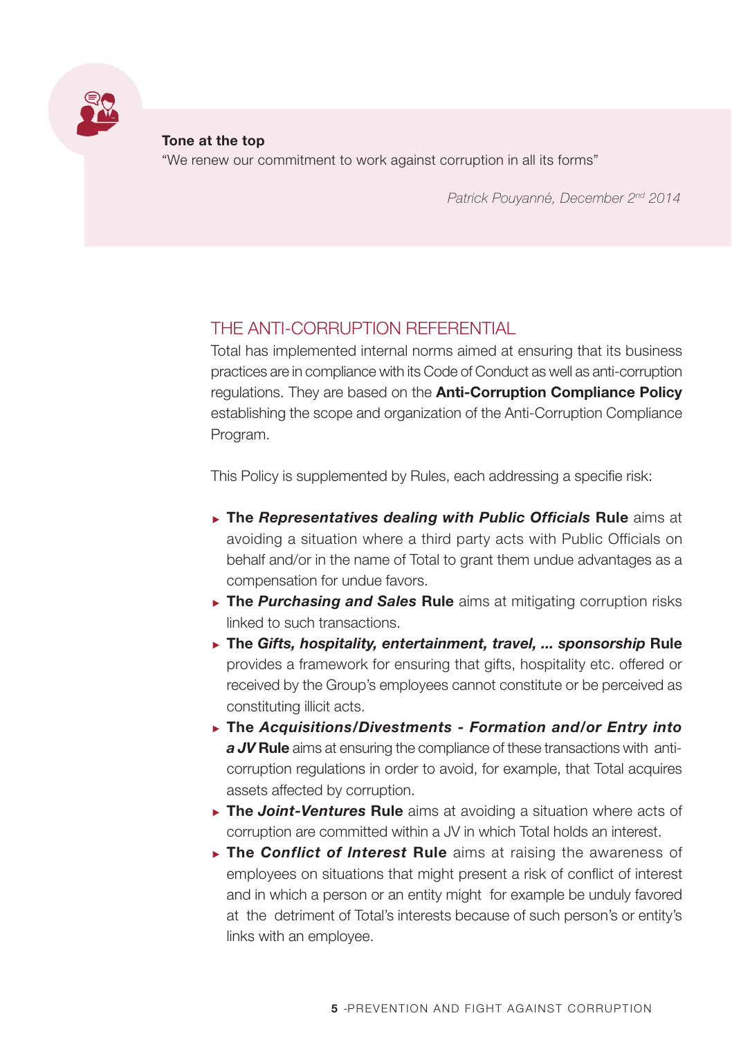**Tone at the top**

"We renew our commitment to work against corruption in all its forms"

*Patrick Pouyanné, December 2nd 2014*

## THE ANTI-CORRUPTION REFERENTIAL

Total has implemented internal norms aimed at ensuring that its business practices are in compliance with its Code of Conduct as well as anti-corruption regulations. They are based on the **Anti-Corruption Compliance Policy** establishing the scope and organization of the Anti-Corruption Compliance Program.

This Policy is supplemented by Rules, each addressing a specifie risk:

- **The *Representatives dealing with Public Officials* Rule** aims at avoiding a situation where a third party acts with Public Officials on behalf and/or in the name of Total to grant them undue advantages as a compensation for undue favors.
- **The *Purchasing and Sales* Rule** aims at mitigating corruption risks linked to such transactions.
- **The *Gifts, hospitality, entertainment, travel, ... sponsorship* Rule** provides a framework for ensuring that gifts, hospitality etc. offered or received by the Group's employees cannot constitute or be perceived as constituting illicit acts.
- **The *Acquisitions/Divestments - Formation and/or Entry into a JV* Rule** aims at ensuring the compliance of these transactions with anti-corruption regulations in order to avoid, for example, that Total acquires assets affected by corruption.
- **The *Joint-Ventures* Rule** aims at avoiding a situation where acts of corruption are committed within a JV in which Total holds an interest.
- **The *Conflict of Interest* Rule** aims at raising the awareness of employees on situations that might present a risk of conflict of interest and in which a person or an entity might for example be unduly favored at the detriment of Total's interests because of such person's or entity's links with an employee.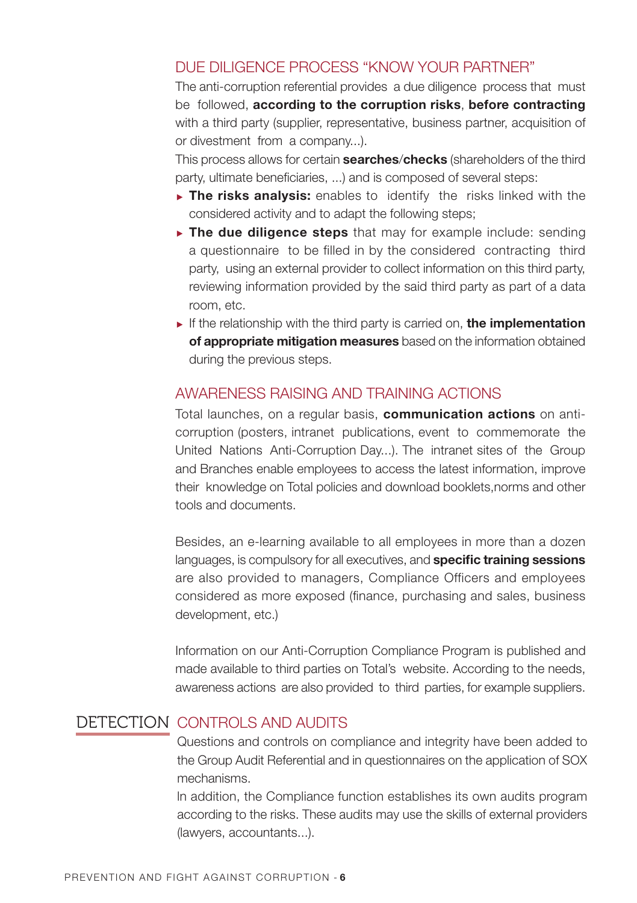## DUE DILIGENCE PROCESS "KNOW YOUR PARTNER"

The anti-corruption referential provides a due diligence process that must be followed, **according to the corruption risks**, **before contracting** with a third party (supplier, representative, business partner, acquisition of or divestment from a company...).

This process allows for certain **searches**/**checks** (shareholders of the third party, ultimate beneficiaries, ...) and is composed of several steps:

- **The risks analysis:** enables to identify the risks linked with the considered activity and to adapt the following steps;
- **The due diligence steps** that may for example include: sending a questionnaire to be filled in by the considered contracting third party, using an external provider to collect information on this third party, reviewing information provided by the said third party as part of a data room, etc.
- If the relationship with the third party is carried on, **the implementation of appropriate mitigation measures** based on the information obtained during the previous steps.

## AWARENESS RAISING AND TRAINING ACTIONS

Total launches, on a regular basis, **communication actions** on anti-corruption (posters, intranet publications, event to commemorate the United Nations Anti-Corruption Day...). The intranet sites of the Group and Branches enable employees to access the latest information, improve their knowledge on Total policies and download booklets,norms and other tools and documents.

Besides, an e-learning available to all employees in more than a dozen languages, is compulsory for all executives, and **specific training sessions** are also provided to managers, Compliance Officers and employees considered as more exposed (finance, purchasing and sales, business development, etc.)

Information on our Anti-Corruption Compliance Program is published and made available to third parties on Total's website. According to the needs, awareness actions are also provided to third parties, for example suppliers.

# DETECTION

## CONTROLS AND AUDITS

Questions and controls on compliance and integrity have been added to the Group Audit Referential and in questionnaires on the application of SOX mechanisms.

In addition, the Compliance function establishes its own audits program according to the risks. These audits may use the skills of external providers (lawyers, accountants...).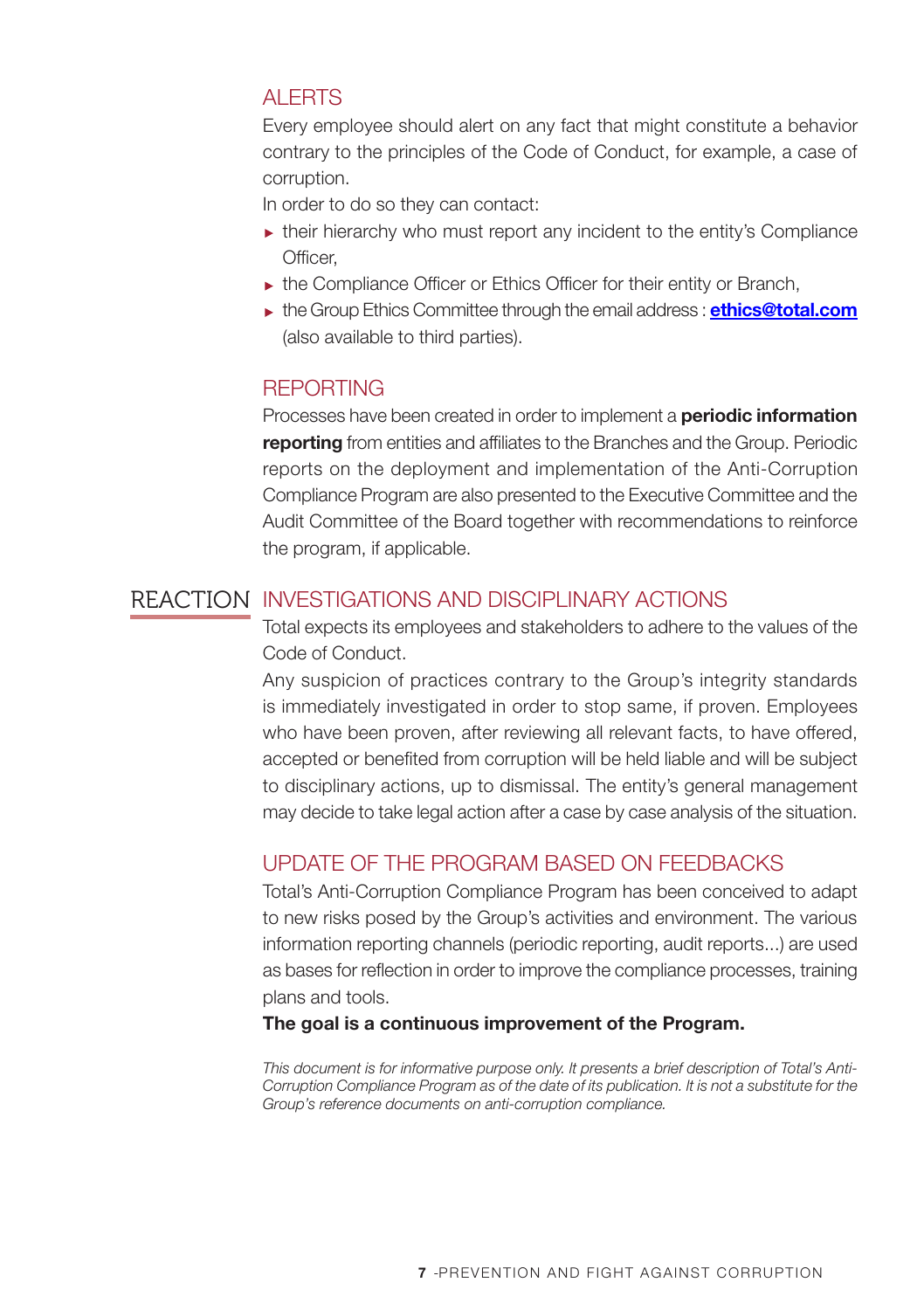## ALERTS

Every employee should alert on any fact that might constitute a behavior contrary to the principles of the Code of Conduct, for example, a case of corruption.

In order to do so they can contact:

- their hierarchy who must report any incident to the entity's Compliance Officer,
- the Compliance Officer or Ethics Officer for their entity or Branch,
- the Group Ethics Committee through the email address : **ethics@total.com** (also available to third parties).

## REPORTING

Processes have been created in order to implement a **periodic information reporting** from entities and affiliates to the Branches and the Group. Periodic reports on the deployment and implementation of the Anti-Corruption Compliance Program are also presented to the Executive Committee and the Audit Committee of the Board together with recommendations to reinforce the program, if applicable.

# REACTION

## INVESTIGATIONS AND DISCIPLINARY ACTIONS

Total expects its employees and stakeholders to adhere to the values of the Code of Conduct.

Any suspicion of practices contrary to the Group's integrity standards is immediately investigated in order to stop same, if proven. Employees who have been proven, after reviewing all relevant facts, to have offered, accepted or benefited from corruption will be held liable and will be subject to disciplinary actions, up to dismissal. The entity's general management may decide to take legal action after a case by case analysis of the situation.

## UPDATE OF THE PROGRAM BASED ON FEEDBACKS

Total's Anti-Corruption Compliance Program has been conceived to adapt to new risks posed by the Group's activities and environment. The various information reporting channels (periodic reporting, audit reports...) are used as bases for reflection in order to improve the compliance processes, training plans and tools.

**The goal is a continuous improvement of the Program.**

*This document is for informative purpose only. It presents a brief description of Total's Anti-Corruption Compliance Program as of the date of its publication. It is not a substitute for the Group's reference documents on anti-corruption compliance.*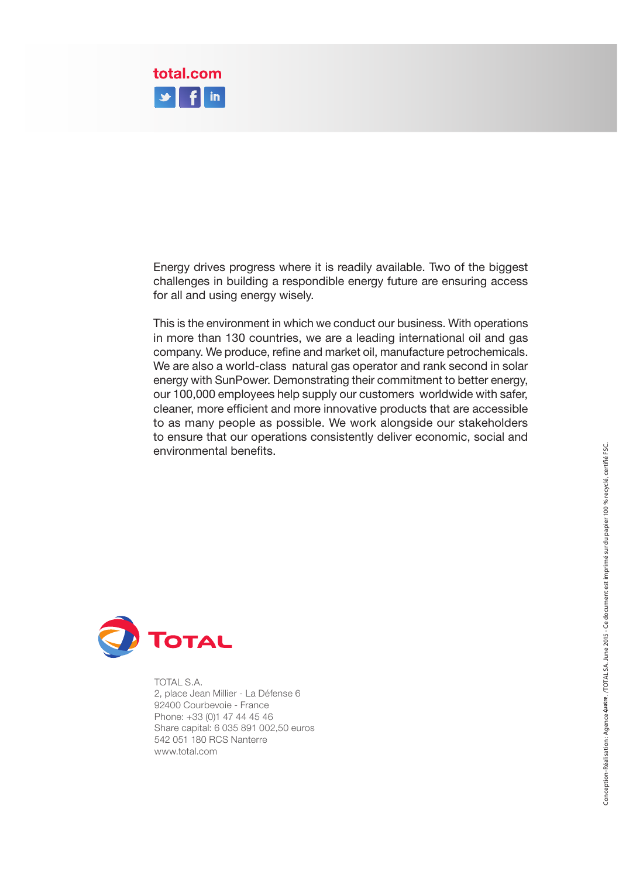total.com

Energy drives progress where it is readily available. Two of the biggest challenges in building a respondible energy future are ensuring access for all and using energy wisely.

This is the environment in which we conduct our business. With operations in more than 130 countries, we are a leading international oil and gas company. We produce, refine and market oil, manufacture petrochemicals. We are also a world-class natural gas operator and rank second in solar energy with SunPower. Demonstrating their commitment to better energy, our 100,000 employees help supply our customers worldwide with safer, cleaner, more efficient and more innovative products that are accessible to as many people as possible. We work alongside our stakeholders to ensure that our operations consistently deliver economic, social and environmental benefits.

TOTAL

TOTAL S.A.
2, place Jean Millier - La Défense 6
92400 Courbevoie - France
Phone: +33 (0)1 47 44 45 46
Share capital: 6 035 891 002,50 euros
542 051 180 RCS Nanterre
www.total.com

Conception-Réalisation : Agence Quatre. / TOTAL SA. June 2015 - Ce document est imprimé sur du papier 100 % recyclé, certifié FSC.